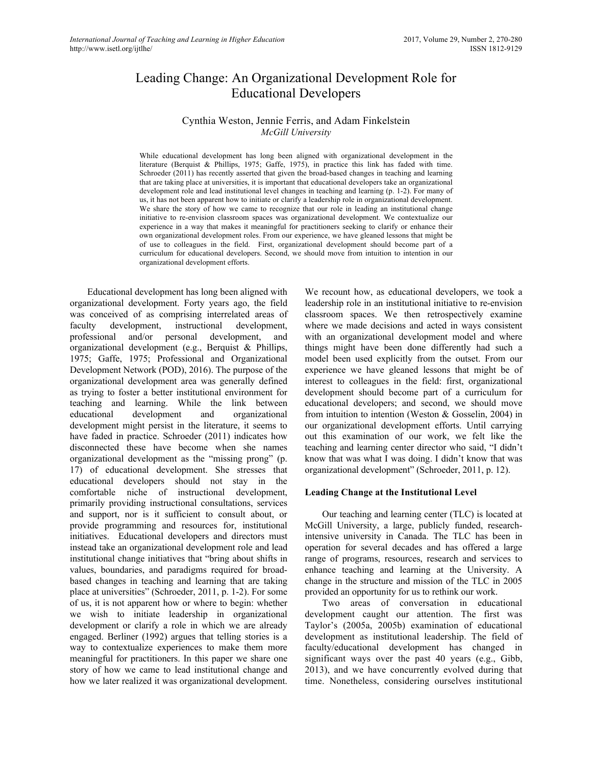# Leading Change: An Organizational Development Role for Educational Developers

Cynthia Weston, Jennie Ferris, and Adam Finkelstein
*McGill University*

While educational development has long been aligned with organizational development in the literature (Berquist & Phillips, 1975; Gaffe, 1975), in practice this link has faded with time. Schroeder (2011) has recently asserted that given the broad-based changes in teaching and learning that are taking place at universities, it is important that educational developers take an organizational development role and lead institutional level changes in teaching and learning (p. 1-2). For many of us, it has not been apparent how to initiate or clarify a leadership role in organizational development. We share the story of how we came to recognize that our role in leading an institutional change initiative to re-envision classroom spaces was organizational development. We contextualize our experience in a way that makes it meaningful for practitioners seeking to clarify or enhance their own organizational development roles. From our experience, we have gleaned lessons that might be of use to colleagues in the field. First, organizational development should become part of a curriculum for educational developers. Second, we should move from intuition to intention in our organizational development efforts.

Educational development has long been aligned with organizational development. Forty years ago, the field was conceived of as comprising interrelated areas of faculty development, instructional development, professional and/or personal development, and organizational development (e.g., Berquist & Phillips, 1975; Gaffe, 1975; Professional and Organizational Development Network (POD), 2016). The purpose of the organizational development area was generally defined as trying to foster a better institutional environment for teaching and learning. While the link between educational development and organizational development might persist in the literature, it seems to have faded in practice. Schroeder (2011) indicates how disconnected these have become when she names organizational development as the "missing prong" (p. 17) of educational development. She stresses that educational developers should not stay in the comfortable niche of instructional development, primarily providing instructional consultations, services and support, nor is it sufficient to consult about, or provide programming and resources for, institutional initiatives. Educational developers and directors must instead take an organizational development role and lead institutional change initiatives that "bring about shifts in values, boundaries, and paradigms required for broad-based changes in teaching and learning that are taking place at universities" (Schroeder, 2011, p. 1-2). For some of us, it is not apparent how or where to begin: whether we wish to initiate leadership in organizational development or clarify a role in which we are already engaged. Berliner (1992) argues that telling stories is a way to contextualize experiences to make them more meaningful for practitioners. In this paper we share one story of how we came to lead institutional change and how we later realized it was organizational development. We recount how, as educational developers, we took a leadership role in an institutional initiative to re-envision classroom spaces. We then retrospectively examine where we made decisions and acted in ways consistent with an organizational development model and where things might have been done differently had such a model been used explicitly from the outset. From our experience we have gleaned lessons that might be of interest to colleagues in the field: first, organizational development should become part of a curriculum for educational developers; and second, we should move from intuition to intention (Weston & Gosselin, 2004) in our organizational development efforts. Until carrying out this examination of our work, we felt like the teaching and learning center director who said, "I didn't know that was what I was doing. I didn't know that was organizational development" (Schroeder, 2011, p. 12).

## Leading Change at the Institutional Level

Our teaching and learning center (TLC) is located at McGill University, a large, publicly funded, research-intensive university in Canada. The TLC has been in operation for several decades and has offered a large range of programs, resources, research and services to enhance teaching and learning at the University. A change in the structure and mission of the TLC in 2005 provided an opportunity for us to rethink our work.

Two areas of conversation in educational development caught our attention. The first was Taylor's (2005a, 2005b) examination of educational development as institutional leadership. The field of faculty/educational development has changed in significant ways over the past 40 years (e.g., Gibb, 2013), and we have concurrently evolved during that time. Nonetheless, considering ourselves institutional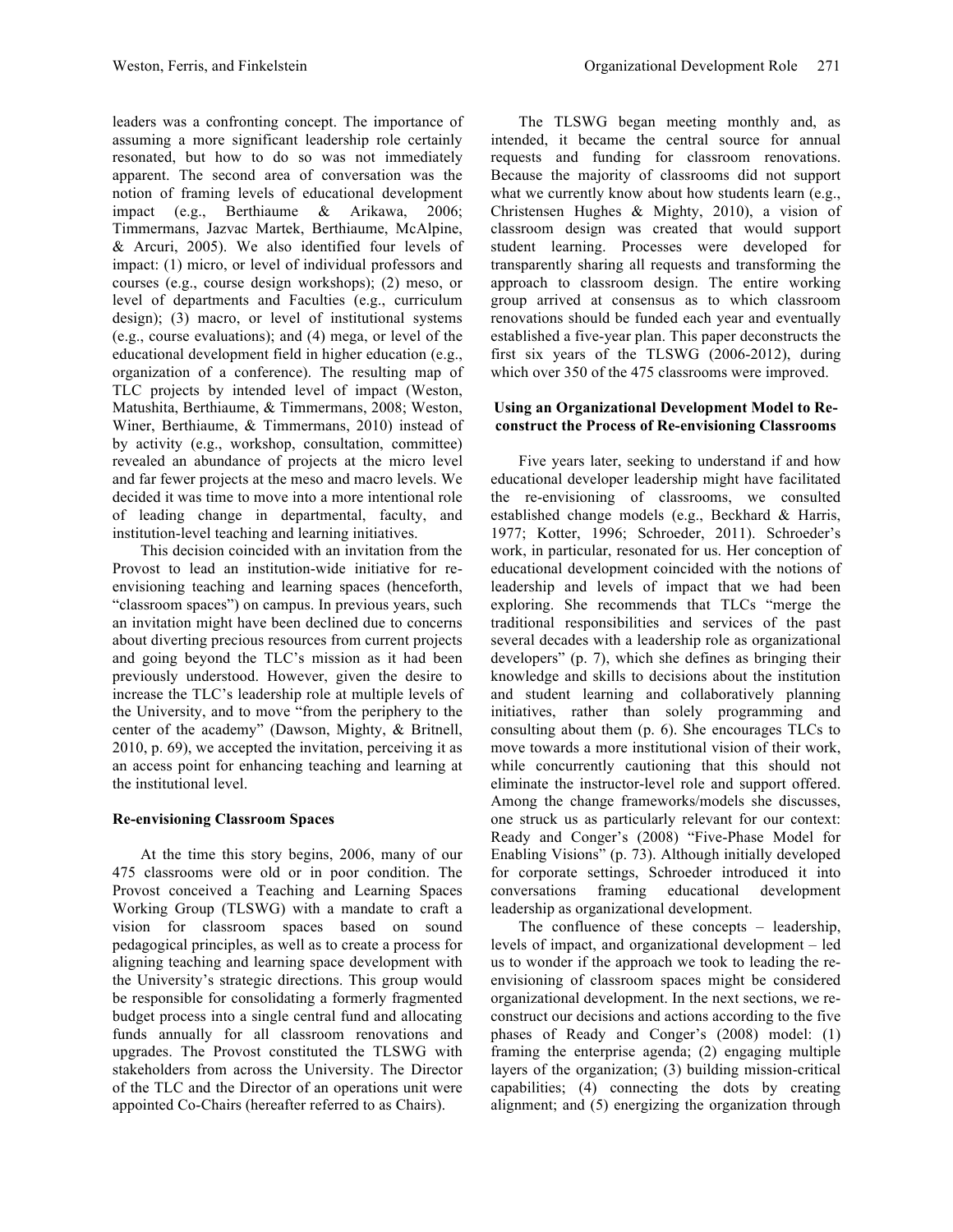leaders was a confronting concept. The importance of assuming a more significant leadership role certainly resonated, but how to do so was not immediately apparent. The second area of conversation was the notion of framing levels of educational development impact (e.g., Berthiaume & Arikawa, 2006; Timmermans, Jazvac Martek, Berthiaume, McAlpine, & Arcuri, 2005). We also identified four levels of impact: (1) micro, or level of individual professors and courses (e.g., course design workshops); (2) meso, or level of departments and Faculties (e.g., curriculum design); (3) macro, or level of institutional systems (e.g., course evaluations); and (4) mega, or level of the educational development field in higher education (e.g., organization of a conference). The resulting map of TLC projects by intended level of impact (Weston, Matushita, Berthiaume, & Timmermans, 2008; Weston, Winer, Berthiaume, & Timmermans, 2010) instead of by activity (e.g., workshop, consultation, committee) revealed an abundance of projects at the micro level and far fewer projects at the meso and macro levels. We decided it was time to move into a more intentional role of leading change in departmental, faculty, and institution-level teaching and learning initiatives.

This decision coincided with an invitation from the Provost to lead an institution-wide initiative for re-envisioning teaching and learning spaces (henceforth, "classroom spaces") on campus. In previous years, such an invitation might have been declined due to concerns about diverting precious resources from current projects and going beyond the TLC's mission as it had been previously understood. However, given the desire to increase the TLC's leadership role at multiple levels of the University, and to move "from the periphery to the center of the academy" (Dawson, Mighty, & Britnell, 2010, p. 69), we accepted the invitation, perceiving it as an access point for enhancing teaching and learning at the institutional level.

### Re-envisioning Classroom Spaces

At the time this story begins, 2006, many of our 475 classrooms were old or in poor condition. The Provost conceived a Teaching and Learning Spaces Working Group (TLSWG) with a mandate to craft a vision for classroom spaces based on sound pedagogical principles, as well as to create a process for aligning teaching and learning space development with the University's strategic directions. This group would be responsible for consolidating a formerly fragmented budget process into a single central fund and allocating funds annually for all classroom renovations and upgrades. The Provost constituted the TLSWG with stakeholders from across the University. The Director of the TLC and the Director of an operations unit were appointed Co-Chairs (hereafter referred to as Chairs).

The TLSWG began meeting monthly and, as intended, it became the central source for annual requests and funding for classroom renovations. Because the majority of classrooms did not support what we currently know about how students learn (e.g., Christensen Hughes & Mighty, 2010), a vision of classroom design was created that would support student learning. Processes were developed for transparently sharing all requests and transforming the approach to classroom design. The entire working group arrived at consensus as to which classroom renovations should be funded each year and eventually established a five-year plan. This paper deconstructs the first six years of the TLSWG (2006-2012), during which over 350 of the 475 classrooms were improved.

### Using an Organizational Development Model to Re-construct the Process of Re-envisioning Classrooms

Five years later, seeking to understand if and how educational developer leadership might have facilitated the re-envisioning of classrooms, we consulted established change models (e.g., Beckhard & Harris, 1977; Kotter, 1996; Schroeder, 2011). Schroeder's work, in particular, resonated for us. Her conception of educational development coincided with the notions of leadership and levels of impact that we had been exploring. She recommends that TLCs "merge the traditional responsibilities and services of the past several decades with a leadership role as organizational developers" (p. 7), which she defines as bringing their knowledge and skills to decisions about the institution and student learning and collaboratively planning initiatives, rather than solely programming and consulting about them (p. 6). She encourages TLCs to move towards a more institutional vision of their work, while concurrently cautioning that this should not eliminate the instructor-level role and support offered. Among the change frameworks/models she discusses, one struck us as particularly relevant for our context: Ready and Conger's (2008) "Five-Phase Model for Enabling Visions" (p. 73). Although initially developed for corporate settings, Schroeder introduced it into conversations framing educational development leadership as organizational development.

The confluence of these concepts – leadership, levels of impact, and organizational development – led us to wonder if the approach we took to leading the re-envisioning of classroom spaces might be considered organizational development. In the next sections, we re-construct our decisions and actions according to the five phases of Ready and Conger's (2008) model: (1) framing the enterprise agenda; (2) engaging multiple layers of the organization; (3) building mission-critical capabilities; (4) connecting the dots by creating alignment; and (5) energizing the organization through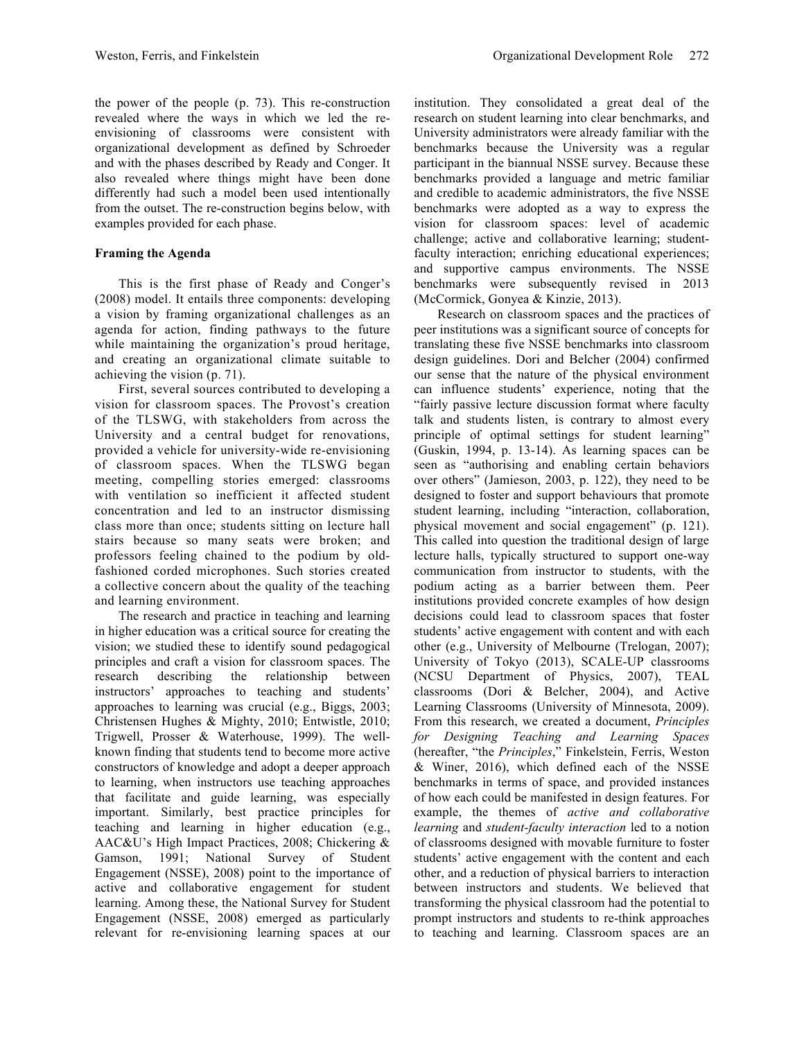the power of the people (p. 73). This re-construction revealed where the ways in which we led the re-envisioning of classrooms were consistent with organizational development as defined by Schroeder and with the phases described by Ready and Conger. It also revealed where things might have been done differently had such a model been used intentionally from the outset. The re-construction begins below, with examples provided for each phase.

### Framing the Agenda

This is the first phase of Ready and Conger's (2008) model. It entails three components: developing a vision by framing organizational challenges as an agenda for action, finding pathways to the future while maintaining the organization's proud heritage, and creating an organizational climate suitable to achieving the vision (p. 71).

First, several sources contributed to developing a vision for classroom spaces. The Provost's creation of the TLSWG, with stakeholders from across the University and a central budget for renovations, provided a vehicle for university-wide re-envisioning of classroom spaces. When the TLSWG began meeting, compelling stories emerged: classrooms with ventilation so inefficient it affected student concentration and led to an instructor dismissing class more than once; students sitting on lecture hall stairs because so many seats were broken; and professors feeling chained to the podium by old-fashioned corded microphones. Such stories created a collective concern about the quality of the teaching and learning environment.

The research and practice in teaching and learning in higher education was a critical source for creating the vision; we studied these to identify sound pedagogical principles and craft a vision for classroom spaces. The research describing the relationship between instructors' approaches to teaching and students' approaches to learning was crucial (e.g., Biggs, 2003; Christensen Hughes & Mighty, 2010; Entwistle, 2010; Trigwell, Prosser & Waterhouse, 1999). The well-known finding that students tend to become more active constructors of knowledge and adopt a deeper approach to learning, when instructors use teaching approaches that facilitate and guide learning, was especially important. Similarly, best practice principles for teaching and learning in higher education (e.g., AAC&U's High Impact Practices, 2008; Chickering & Gamson, 1991; National Survey of Student Engagement (NSSE), 2008) point to the importance of active and collaborative engagement for student learning. Among these, the National Survey for Student Engagement (NSSE, 2008) emerged as particularly relevant for re-envisioning learning spaces at our institution. They consolidated a great deal of the research on student learning into clear benchmarks, and University administrators were already familiar with the benchmarks because the University was a regular participant in the biannual NSSE survey. Because these benchmarks provided a language and metric familiar and credible to academic administrators, the five NSSE benchmarks were adopted as a way to express the vision for classroom spaces: level of academic challenge; active and collaborative learning; student-faculty interaction; enriching educational experiences; and supportive campus environments. The NSSE benchmarks were subsequently revised in 2013 (McCormick, Gonyea & Kinzie, 2013).

Research on classroom spaces and the practices of peer institutions was a significant source of concepts for translating these five NSSE benchmarks into classroom design guidelines. Dori and Belcher (2004) confirmed our sense that the nature of the physical environment can influence students' experience, noting that the "fairly passive lecture discussion format where faculty talk and students listen, is contrary to almost every principle of optimal settings for student learning" (Guskin, 1994, p. 13-14). As learning spaces can be seen as "authorising and enabling certain behaviors over others" (Jamieson, 2003, p. 122), they need to be designed to foster and support behaviours that promote student learning, including "interaction, collaboration, physical movement and social engagement" (p. 121). This called into question the traditional design of large lecture halls, typically structured to support one-way communication from instructor to students, with the podium acting as a barrier between them. Peer institutions provided concrete examples of how design decisions could lead to classroom spaces that foster students' active engagement with content and with each other (e.g., University of Melbourne (Trelogan, 2007); University of Tokyo (2013), SCALE-UP classrooms (NCSU Department of Physics, 2007), TEAL classrooms (Dori & Belcher, 2004), and Active Learning Classrooms (University of Minnesota, 2009). From this research, we created a document, *Principles for Designing Teaching and Learning Spaces* (hereafter, "the *Principles*," Finkelstein, Ferris, Weston & Winer, 2016), which defined each of the NSSE benchmarks in terms of space, and provided instances of how each could be manifested in design features. For example, the themes of *active and collaborative learning* and *student-faculty interaction* led to a notion of classrooms designed with movable furniture to foster students' active engagement with the content and each other, and a reduction of physical barriers to interaction between instructors and students. We believed that transforming the physical classroom had the potential to prompt instructors and students to re-think approaches to teaching and learning. Classroom spaces are an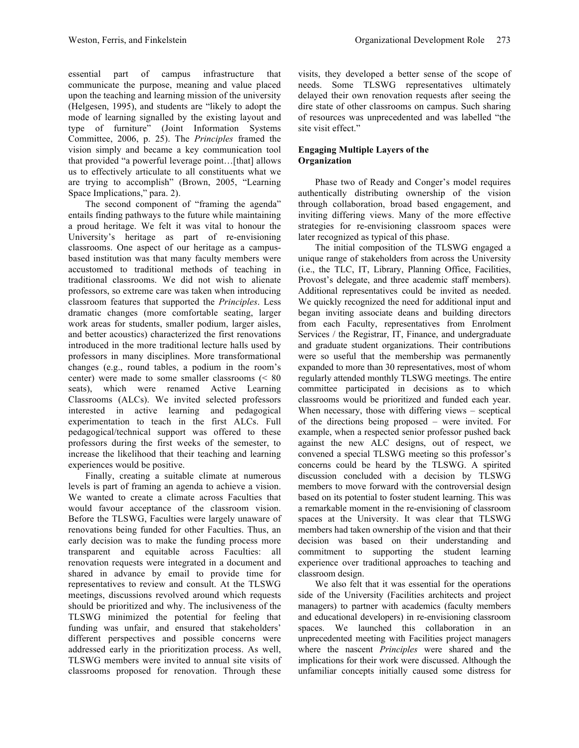essential part of campus infrastructure that communicate the purpose, meaning and value placed upon the teaching and learning mission of the university (Helgesen, 1995), and students are "likely to adopt the mode of learning signalled by the existing layout and type of furniture" (Joint Information Systems Committee, 2006, p. 25). The *Principles* framed the vision simply and became a key communication tool that provided "a powerful leverage point…[that] allows us to effectively articulate to all constituents what we are trying to accomplish" (Brown, 2005, "Learning Space Implications," para. 2).

The second component of "framing the agenda" entails finding pathways to the future while maintaining a proud heritage. We felt it was vital to honour the University's heritage as part of re-envisioning classrooms. One aspect of our heritage as a campus-based institution was that many faculty members were accustomed to traditional methods of teaching in traditional classrooms. We did not wish to alienate professors, so extreme care was taken when introducing classroom features that supported the *Principles*. Less dramatic changes (more comfortable seating, larger work areas for students, smaller podium, larger aisles, and better acoustics) characterized the first renovations introduced in the more traditional lecture halls used by professors in many disciplines. More transformational changes (e.g., round tables, a podium in the room's center) were made to some smaller classrooms (< 80 seats), which were renamed Active Learning Classrooms (ALCs). We invited selected professors interested in active learning and pedagogical experimentation to teach in the first ALCs. Full pedagogical/technical support was offered to these professors during the first weeks of the semester, to increase the likelihood that their teaching and learning experiences would be positive.

Finally, creating a suitable climate at numerous levels is part of framing an agenda to achieve a vision. We wanted to create a climate across Faculties that would favour acceptance of the classroom vision. Before the TLSWG, Faculties were largely unaware of renovations being funded for other Faculties. Thus, an early decision was to make the funding process more transparent and equitable across Faculties: all renovation requests were integrated in a document and shared in advance by email to provide time for representatives to review and consult. At the TLSWG meetings, discussions revolved around which requests should be prioritized and why. The inclusiveness of the TLSWG minimized the potential for feeling that funding was unfair, and ensured that stakeholders' different perspectives and possible concerns were addressed early in the prioritization process. As well, TLSWG members were invited to annual site visits of classrooms proposed for renovation. Through these visits, they developed a better sense of the scope of needs. Some TLSWG representatives ultimately delayed their own renovation requests after seeing the dire state of other classrooms on campus. Such sharing of resources was unprecedented and was labelled "the site visit effect."

**Engaging Multiple Layers of the Organization**

Phase two of Ready and Conger's model requires authentically distributing ownership of the vision through collaboration, broad based engagement, and inviting differing views. Many of the more effective strategies for re-envisioning classroom spaces were later recognized as typical of this phase.

The initial composition of the TLSWG engaged a unique range of stakeholders from across the University (i.e., the TLC, IT, Library, Planning Office, Facilities, Provost's delegate, and three academic staff members). Additional representatives could be invited as needed. We quickly recognized the need for additional input and began inviting associate deans and building directors from each Faculty, representatives from Enrolment Services / the Registrar, IT, Finance, and undergraduate and graduate student organizations. Their contributions were so useful that the membership was permanently expanded to more than 30 representatives, most of whom regularly attended monthly TLSWG meetings. The entire committee participated in decisions as to which classrooms would be prioritized and funded each year. When necessary, those with differing views – sceptical of the directions being proposed – were invited. For example, when a respected senior professor pushed back against the new ALC designs, out of respect, we convened a special TLSWG meeting so this professor's concerns could be heard by the TLSWG. A spirited discussion concluded with a decision by TLSWG members to move forward with the controversial design based on its potential to foster student learning. This was a remarkable moment in the re-envisioning of classroom spaces at the University. It was clear that TLSWG members had taken ownership of the vision and that their decision was based on their understanding and commitment to supporting the student learning experience over traditional approaches to teaching and classroom design.

We also felt that it was essential for the operations side of the University (Facilities architects and project managers) to partner with academics (faculty members and educational developers) in re-envisioning classroom spaces. We launched this collaboration in an unprecedented meeting with Facilities project managers where the nascent *Principles* were shared and the implications for their work were discussed. Although the unfamiliar concepts initially caused some distress for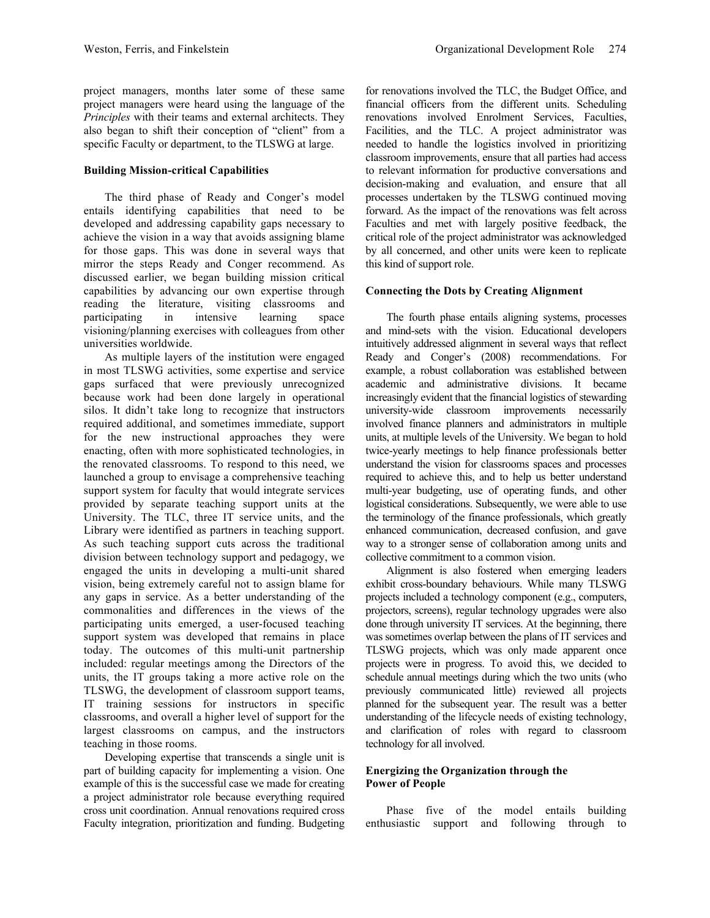project managers, months later some of these same project managers were heard using the language of the *Principles* with their teams and external architects. They also began to shift their conception of "client" from a specific Faculty or department, to the TLSWG at large.

### Building Mission-critical Capabilities

The third phase of Ready and Conger's model entails identifying capabilities that need to be developed and addressing capability gaps necessary to achieve the vision in a way that avoids assigning blame for those gaps. This was done in several ways that mirror the steps Ready and Conger recommend. As discussed earlier, we began building mission critical capabilities by advancing our own expertise through reading the literature, visiting classrooms and participating in intensive learning space visioning/planning exercises with colleagues from other universities worldwide.

As multiple layers of the institution were engaged in most TLSWG activities, some expertise and service gaps surfaced that were previously unrecognized because work had been done largely in operational silos. It didn't take long to recognize that instructors required additional, and sometimes immediate, support for the new instructional approaches they were enacting, often with more sophisticated technologies, in the renovated classrooms. To respond to this need, we launched a group to envisage a comprehensive teaching support system for faculty that would integrate services provided by separate teaching support units at the University. The TLC, three IT service units, and the Library were identified as partners in teaching support. As such teaching support cuts across the traditional division between technology support and pedagogy, we engaged the units in developing a multi-unit shared vision, being extremely careful not to assign blame for any gaps in service. As a better understanding of the commonalities and differences in the views of the participating units emerged, a user-focused teaching support system was developed that remains in place today. The outcomes of this multi-unit partnership included: regular meetings among the Directors of the units, the IT groups taking a more active role on the TLSWG, the development of classroom support teams, IT training sessions for instructors in specific classrooms, and overall a higher level of support for the largest classrooms on campus, and the instructors teaching in those rooms.

Developing expertise that transcends a single unit is part of building capacity for implementing a vision. One example of this is the successful case we made for creating a project administrator role because everything required cross unit coordination. Annual renovations required cross Faculty integration, prioritization and funding. Budgeting for renovations involved the TLC, the Budget Office, and financial officers from the different units. Scheduling renovations involved Enrolment Services, Faculties, Facilities, and the TLC. A project administrator was needed to handle the logistics involved in prioritizing classroom improvements, ensure that all parties had access to relevant information for productive conversations and decision-making and evaluation, and ensure that all processes undertaken by the TLSWG continued moving forward. As the impact of the renovations was felt across Faculties and met with largely positive feedback, the critical role of the project administrator was acknowledged by all concerned, and other units were keen to replicate this kind of support role.

### Connecting the Dots by Creating Alignment

The fourth phase entails aligning systems, processes and mind-sets with the vision. Educational developers intuitively addressed alignment in several ways that reflect Ready and Conger's (2008) recommendations. For example, a robust collaboration was established between academic and administrative divisions. It became increasingly evident that the financial logistics of stewarding university-wide classroom improvements necessarily involved finance planners and administrators in multiple units, at multiple levels of the University. We began to hold twice-yearly meetings to help finance professionals better understand the vision for classrooms spaces and processes required to achieve this, and to help us better understand multi-year budgeting, use of operating funds, and other logistical considerations. Subsequently, we were able to use the terminology of the finance professionals, which greatly enhanced communication, decreased confusion, and gave way to a stronger sense of collaboration among units and collective commitment to a common vision.

Alignment is also fostered when emerging leaders exhibit cross-boundary behaviours. While many TLSWG projects included a technology component (e.g., computers, projectors, screens), regular technology upgrades were also done through university IT services. At the beginning, there was sometimes overlap between the plans of IT services and TLSWG projects, which was only made apparent once projects were in progress. To avoid this, we decided to schedule annual meetings during which the two units (who previously communicated little) reviewed all projects planned for the subsequent year. The result was a better understanding of the lifecycle needs of existing technology, and clarification of roles with regard to classroom technology for all involved.

### Energizing the Organization through the Power of People

Phase five of the model entails building enthusiastic support and following through to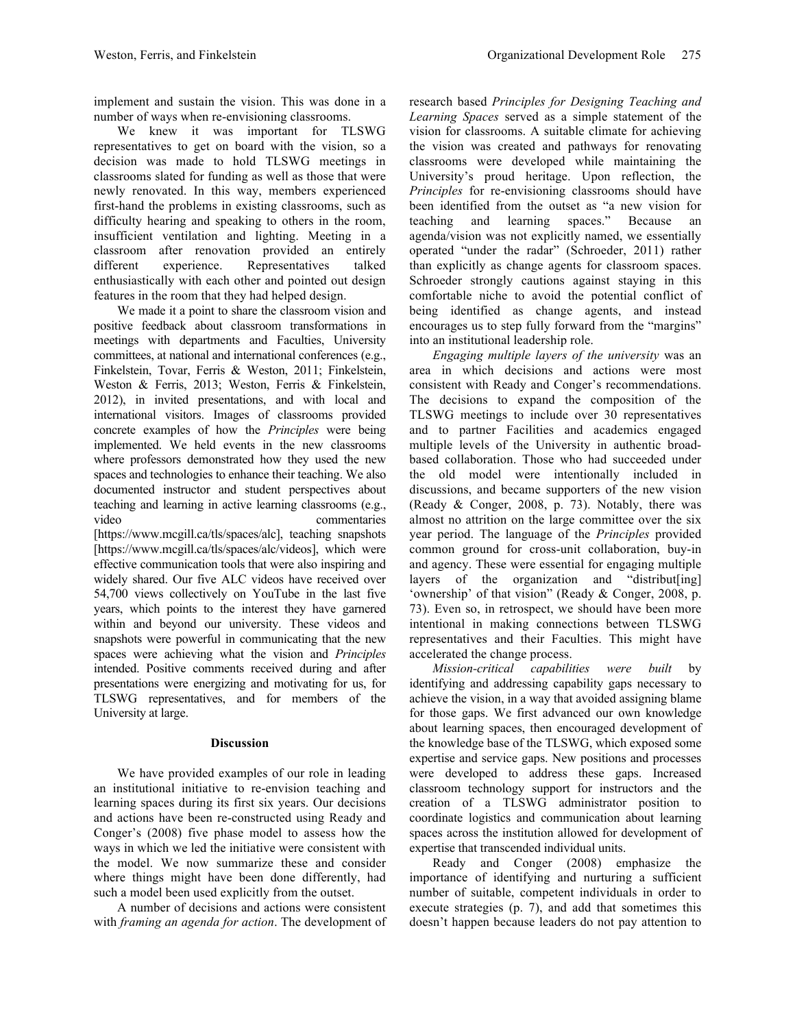implement and sustain the vision. This was done in a number of ways when re-envisioning classrooms.

We knew it was important for TLSWG representatives to get on board with the vision, so a decision was made to hold TLSWG meetings in classrooms slated for funding as well as those that were newly renovated. In this way, members experienced first-hand the problems in existing classrooms, such as difficulty hearing and speaking to others in the room, insufficient ventilation and lighting. Meeting in a classroom after renovation provided an entirely different experience. Representatives talked enthusiastically with each other and pointed out design features in the room that they had helped design.

We made it a point to share the classroom vision and positive feedback about classroom transformations in meetings with departments and Faculties, University committees, at national and international conferences (e.g., Finkelstein, Tovar, Ferris & Weston, 2011; Finkelstein, Weston & Ferris, 2013; Weston, Ferris & Finkelstein, 2012), in invited presentations, and with local and international visitors. Images of classrooms provided concrete examples of how the *Principles* were being implemented. We held events in the new classrooms where professors demonstrated how they used the new spaces and technologies to enhance their teaching. We also documented instructor and student perspectives about teaching and learning in active learning classrooms (e.g., video commentaries [https://www.mcgill.ca/tls/spaces/alc], teaching snapshots [https://www.mcgill.ca/tls/spaces/alc/videos], which were effective communication tools that were also inspiring and widely shared. Our five ALC videos have received over 54,700 views collectively on YouTube in the last five years, which points to the interest they have garnered within and beyond our university. These videos and snapshots were powerful in communicating that the new spaces were achieving what the vision and *Principles* intended. Positive comments received during and after presentations were energizing and motivating for us, for TLSWG representatives, and for members of the University at large.

## Discussion

We have provided examples of our role in leading an institutional initiative to re-envision teaching and learning spaces during its first six years. Our decisions and actions have been re-constructed using Ready and Conger's (2008) five phase model to assess how the ways in which we led the initiative were consistent with the model. We now summarize these and consider where things might have been done differently, had such a model been used explicitly from the outset.

A number of decisions and actions were consistent with *framing an agenda for action*. The development of research based *Principles for Designing Teaching and Learning Spaces* served as a simple statement of the vision for classrooms. A suitable climate for achieving the vision was created and pathways for renovating classrooms were developed while maintaining the University's proud heritage. Upon reflection, the *Principles* for re-envisioning classrooms should have been identified from the outset as "a new vision for teaching and learning spaces." Because an agenda/vision was not explicitly named, we essentially operated "under the radar" (Schroeder, 2011) rather than explicitly as change agents for classroom spaces. Schroeder strongly cautions against staying in this comfortable niche to avoid the potential conflict of being identified as change agents, and instead encourages us to step fully forward from the "margins" into an institutional leadership role.

*Engaging multiple layers of the university* was an area in which decisions and actions were most consistent with Ready and Conger's recommendations. The decisions to expand the composition of the TLSWG meetings to include over 30 representatives and to partner Facilities and academics engaged multiple levels of the University in authentic broad-based collaboration. Those who had succeeded under the old model were intentionally included in discussions, and became supporters of the new vision (Ready & Conger, 2008, p. 73). Notably, there was almost no attrition on the large committee over the six year period. The language of the *Principles* provided common ground for cross-unit collaboration, buy-in and agency. These were essential for engaging multiple layers of the organization and "distribut[ing] 'ownership' of that vision" (Ready & Conger, 2008, p. 73). Even so, in retrospect, we should have been more intentional in making connections between TLSWG representatives and their Faculties. This might have accelerated the change process.

*Mission-critical capabilities were built* by identifying and addressing capability gaps necessary to achieve the vision, in a way that avoided assigning blame for those gaps. We first advanced our own knowledge about learning spaces, then encouraged development of the knowledge base of the TLSWG, which exposed some expertise and service gaps. New positions and processes were developed to address these gaps. Increased classroom technology support for instructors and the creation of a TLSWG administrator position to coordinate logistics and communication about learning spaces across the institution allowed for development of expertise that transcended individual units.

Ready and Conger (2008) emphasize the importance of identifying and nurturing a sufficient number of suitable, competent individuals in order to execute strategies (p. 7), and add that sometimes this doesn't happen because leaders do not pay attention to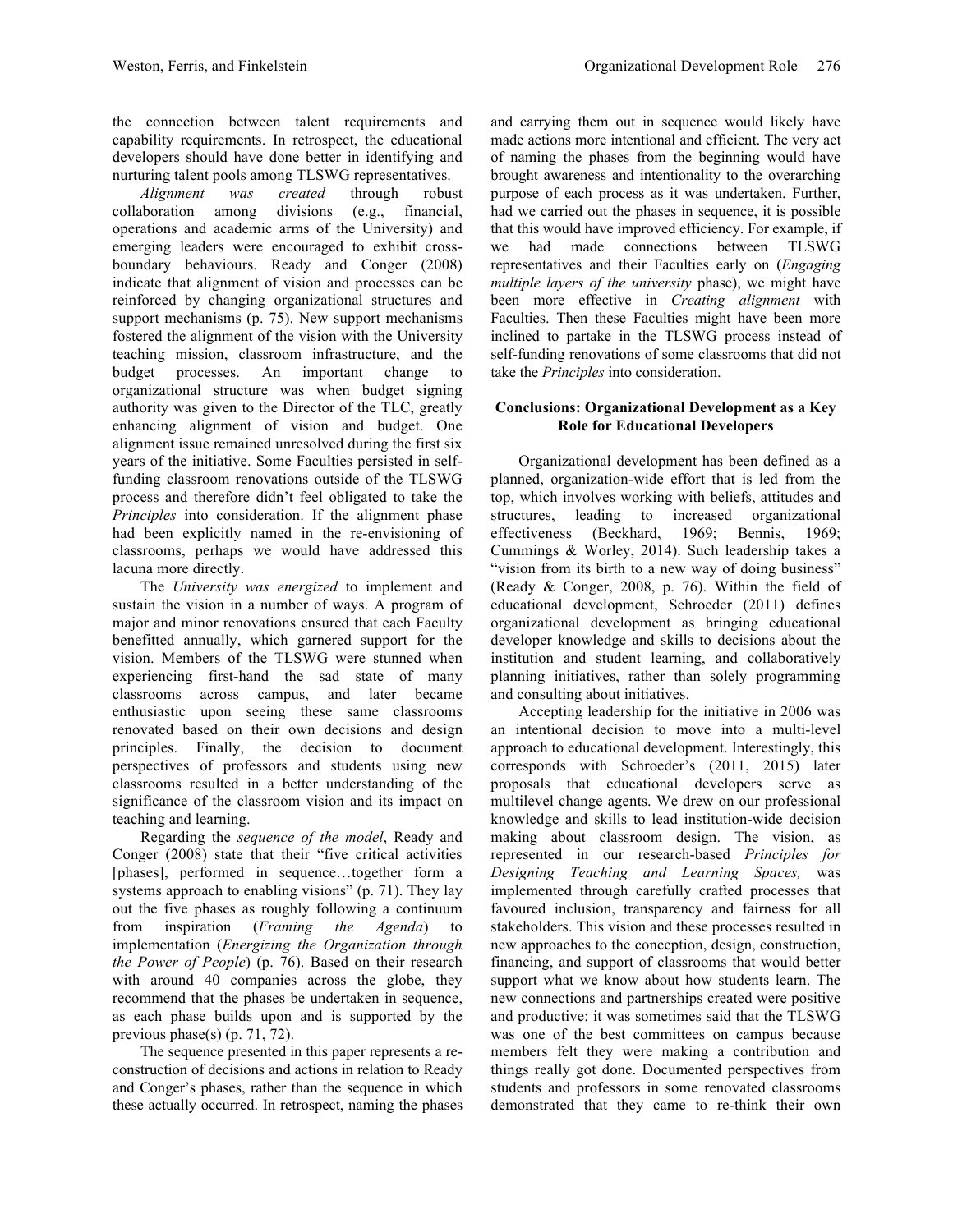the connection between talent requirements and capability requirements. In retrospect, the educational developers should have done better in identifying and nurturing talent pools among TLSWG representatives.

*Alignment was created* through robust collaboration among divisions (e.g., financial, operations and academic arms of the University) and emerging leaders were encouraged to exhibit cross-boundary behaviours. Ready and Conger (2008) indicate that alignment of vision and processes can be reinforced by changing organizational structures and support mechanisms (p. 75). New support mechanisms fostered the alignment of the vision with the University teaching mission, classroom infrastructure, and the budget processes. An important change to organizational structure was when budget signing authority was given to the Director of the TLC, greatly enhancing alignment of vision and budget. One alignment issue remained unresolved during the first six years of the initiative. Some Faculties persisted in self-funding classroom renovations outside of the TLSWG process and therefore didn't feel obligated to take the *Principles* into consideration. If the alignment phase had been explicitly named in the re-envisioning of classrooms, perhaps we would have addressed this lacuna more directly.

The *University was energized* to implement and sustain the vision in a number of ways. A program of major and minor renovations ensured that each Faculty benefitted annually, which garnered support for the vision. Members of the TLSWG were stunned when experiencing first-hand the sad state of many classrooms across campus, and later became enthusiastic upon seeing these same classrooms renovated based on their own decisions and design principles. Finally, the decision to document perspectives of professors and students using new classrooms resulted in a better understanding of the significance of the classroom vision and its impact on teaching and learning.

Regarding the *sequence of the model*, Ready and Conger (2008) state that their "five critical activities [phases], performed in sequence…together form a systems approach to enabling visions" (p. 71). They lay out the five phases as roughly following a continuum from inspiration (*Framing the Agenda*) to implementation (*Energizing the Organization through the Power of People*) (p. 76). Based on their research with around 40 companies across the globe, they recommend that the phases be undertaken in sequence, as each phase builds upon and is supported by the previous phase(s) (p. 71, 72).

The sequence presented in this paper represents a re-construction of decisions and actions in relation to Ready and Conger's phases, rather than the sequence in which these actually occurred. In retrospect, naming the phases and carrying them out in sequence would likely have made actions more intentional and efficient. The very act of naming the phases from the beginning would have brought awareness and intentionality to the overarching purpose of each process as it was undertaken. Further, had we carried out the phases in sequence, it is possible that this would have improved efficiency. For example, if we had made connections between TLSWG representatives and their Faculties early on (*Engaging multiple layers of the university* phase), we might have been more effective in *Creating alignment* with Faculties. Then these Faculties might have been more inclined to partake in the TLSWG process instead of self-funding renovations of some classrooms that did not take the *Principles* into consideration.

## Conclusions: Organizational Development as a Key Role for Educational Developers

Organizational development has been defined as a planned, organization-wide effort that is led from the top, which involves working with beliefs, attitudes and structures, leading to increased organizational effectiveness (Beckhard, 1969; Bennis, 1969; Cummings & Worley, 2014). Such leadership takes a "vision from its birth to a new way of doing business" (Ready & Conger, 2008, p. 76). Within the field of educational development, Schroeder (2011) defines organizational development as bringing educational developer knowledge and skills to decisions about the institution and student learning, and collaboratively planning initiatives, rather than solely programming and consulting about initiatives.

Accepting leadership for the initiative in 2006 was an intentional decision to move into a multi-level approach to educational development. Interestingly, this corresponds with Schroeder's (2011, 2015) later proposals that educational developers serve as multilevel change agents. We drew on our professional knowledge and skills to lead institution-wide decision making about classroom design. The vision, as represented in our research-based *Principles for Designing Teaching and Learning Spaces,* was implemented through carefully crafted processes that favoured inclusion, transparency and fairness for all stakeholders. This vision and these processes resulted in new approaches to the conception, design, construction, financing, and support of classrooms that would better support what we know about how students learn. The new connections and partnerships created were positive and productive: it was sometimes said that the TLSWG was one of the best committees on campus because members felt they were making a contribution and things really got done. Documented perspectives from students and professors in some renovated classrooms demonstrated that they came to re-think their own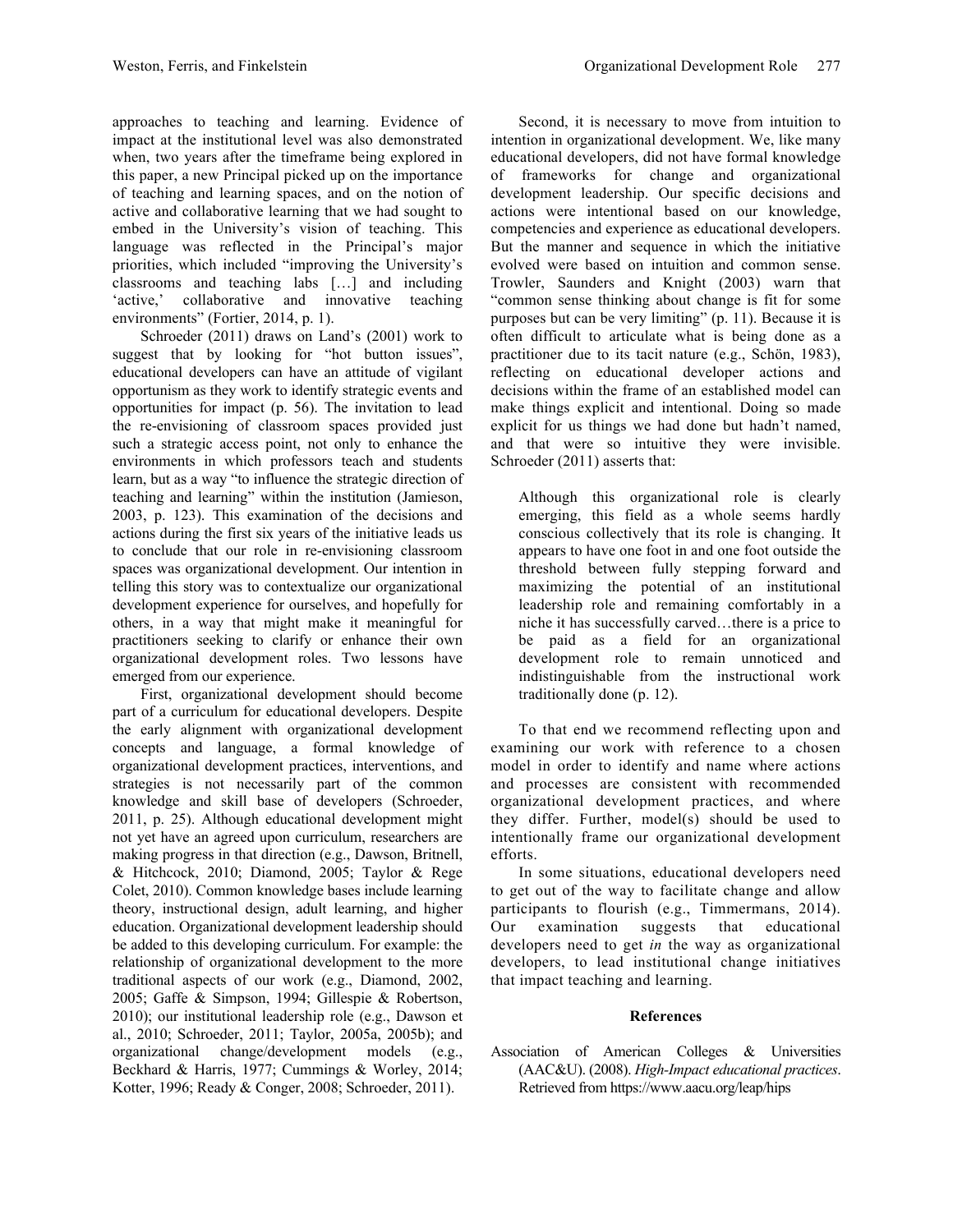approaches to teaching and learning. Evidence of impact at the institutional level was also demonstrated when, two years after the timeframe being explored in this paper, a new Principal picked up on the importance of teaching and learning spaces, and on the notion of active and collaborative learning that we had sought to embed in the University's vision of teaching. This language was reflected in the Principal's major priorities, which included "improving the University's classrooms and teaching labs […] and including 'active,' collaborative and innovative teaching environments" (Fortier, 2014, p. 1).

Schroeder (2011) draws on Land's (2001) work to suggest that by looking for "hot button issues", educational developers can have an attitude of vigilant opportunism as they work to identify strategic events and opportunities for impact (p. 56). The invitation to lead the re-envisioning of classroom spaces provided just such a strategic access point, not only to enhance the environments in which professors teach and students learn, but as a way "to influence the strategic direction of teaching and learning" within the institution (Jamieson, 2003, p. 123). This examination of the decisions and actions during the first six years of the initiative leads us to conclude that our role in re-envisioning classroom spaces was organizational development. Our intention in telling this story was to contextualize our organizational development experience for ourselves, and hopefully for others, in a way that might make it meaningful for practitioners seeking to clarify or enhance their own organizational development roles. Two lessons have emerged from our experience.

First, organizational development should become part of a curriculum for educational developers. Despite the early alignment with organizational development concepts and language, a formal knowledge of organizational development practices, interventions, and strategies is not necessarily part of the common knowledge and skill base of developers (Schroeder, 2011, p. 25). Although educational development might not yet have an agreed upon curriculum, researchers are making progress in that direction (e.g., Dawson, Britnell, & Hitchcock, 2010; Diamond, 2005; Taylor & Rege Colet, 2010). Common knowledge bases include learning theory, instructional design, adult learning, and higher education. Organizational development leadership should be added to this developing curriculum. For example: the relationship of organizational development to the more traditional aspects of our work (e.g., Diamond, 2002, 2005; Gaffe & Simpson, 1994; Gillespie & Robertson, 2010); our institutional leadership role (e.g., Dawson et al., 2010; Schroeder, 2011; Taylor, 2005a, 2005b); and organizational change/development models (e.g., Beckhard & Harris, 1977; Cummings & Worley, 2014; Kotter, 1996; Ready & Conger, 2008; Schroeder, 2011).

Second, it is necessary to move from intuition to intention in organizational development. We, like many educational developers, did not have formal knowledge of frameworks for change and organizational development leadership. Our specific decisions and actions were intentional based on our knowledge, competencies and experience as educational developers. But the manner and sequence in which the initiative evolved were based on intuition and common sense. Trowler, Saunders and Knight (2003) warn that "common sense thinking about change is fit for some purposes but can be very limiting" (p. 11). Because it is often difficult to articulate what is being done as a practitioner due to its tacit nature (e.g., Schön, 1983), reflecting on educational developer actions and decisions within the frame of an established model can make things explicit and intentional. Doing so made explicit for us things we had done but hadn't named, and that were so intuitive they were invisible. Schroeder (2011) asserts that:

> Although this organizational role is clearly emerging, this field as a whole seems hardly conscious collectively that its role is changing. It appears to have one foot in and one foot outside the threshold between fully stepping forward and maximizing the potential of an institutional leadership role and remaining comfortably in a niche it has successfully carved…there is a price to be paid as a field for an organizational development role to remain unnoticed and indistinguishable from the instructional work traditionally done (p. 12).

To that end we recommend reflecting upon and examining our work with reference to a chosen model in order to identify and name where actions and processes are consistent with recommended organizational development practices, and where they differ. Further, model(s) should be used to intentionally frame our organizational development efforts.

In some situations, educational developers need to get out of the way to facilitate change and allow participants to flourish (e.g., Timmermans, 2014). Our examination suggests that educational developers need to get *in* the way as organizational developers, to lead institutional change initiatives that impact teaching and learning.

## References

Association of American Colleges & Universities (AAC&U). (2008). *High-Impact educational practices*. Retrieved from https://www.aacu.org/leap/hips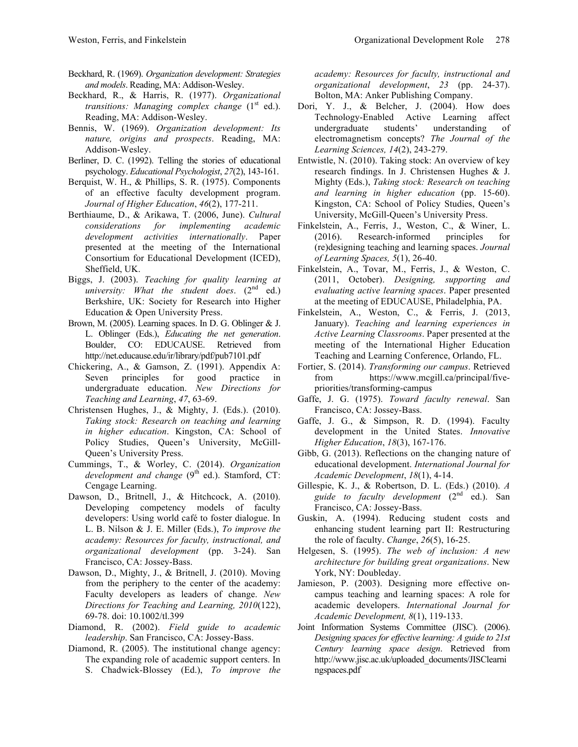Beckhard, R. (1969). *Organization development: Strategies and models*. Reading, MA: Addison-Wesley.

Beckhard, R., & Harris, R. (1977). *Organizational transitions: Managing complex change* (1st ed.). Reading, MA: Addison-Wesley.

Bennis, W. (1969). *Organization development: Its nature, origins and prospects*. Reading, MA: Addison-Wesley.

Berliner, D. C. (1992). Telling the stories of educational psychology. *Educational Psychologist*, *27*(2), 143-161.

Berquist, W. H., & Phillips, S. R. (1975). Components of an effective faculty development program. *Journal of Higher Education*, *46*(2), 177-211.

Berthiaume, D., & Arikawa, T. (2006, June). *Cultural considerations for implementing academic development activities internationally*. Paper presented at the meeting of the International Consortium for Educational Development (ICED), Sheffield, UK.

Biggs, J. (2003). *Teaching for quality learning at university: What the student does*. (2nd ed.) Berkshire, UK: Society for Research into Higher Education & Open University Press.

Brown, M. (2005). Learning spaces. In D. G. Oblinger & J. L. Oblinger (Eds.), *Educating the net generation*. Boulder, CO: EDUCAUSE. Retrieved from http://net.educause.edu/ir/library/pdf/pub7101.pdf

Chickering, A., & Gamson, Z. (1991). Appendix A: Seven principles for good practice in undergraduate education. *New Directions for Teaching and Learning*, *47*, 63-69.

Christensen Hughes, J., & Mighty, J. (Eds.). (2010). *Taking stock: Research on teaching and learning in higher education*. Kingston, CA: School of Policy Studies, Queen's University, McGill-Queen's University Press.

Cummings, T., & Worley, C. (2014). *Organization development and change* (9th ed.). Stamford, CT: Cengage Learning.

Dawson, D., Britnell, J., & Hitchcock, A. (2010). Developing competency models of faculty developers: Using world café to foster dialogue. In L. B. Nilson & J. E. Miller (Eds.), *To improve the academy: Resources for faculty, instructional, and organizational development* (pp. 3-24). San Francisco, CA: Jossey-Bass.

Dawson, D., Mighty, J., & Britnell, J. (2010). Moving from the periphery to the center of the academy: Faculty developers as leaders of change. *New Directions for Teaching and Learning, 2010*(122), 69-78. doi: 10.1002/tl.399

Diamond, R. (2002). *Field guide to academic leadership*. San Francisco, CA: Jossey-Bass.

Diamond, R. (2005). The institutional change agency: The expanding role of academic support centers. In S. Chadwick-Blossey (Ed.), *To improve the academy: Resources for faculty, instructional and organizational development*, *23* (pp. 24-37). Bolton, MA: Anker Publishing Company.

Dori, Y. J., & Belcher, J. (2004). How does Technology-Enabled Active Learning affect undergraduate students' understanding of electromagnetism concepts? *The Journal of the Learning Sciences, 14*(2), 243-279.

Entwistle, N. (2010). Taking stock: An overview of key research findings. In J. Christensen Hughes & J. Mighty (Eds.), *Taking stock: Research on teaching and learning in higher education* (pp. 15-60). Kingston, CA: School of Policy Studies, Queen's University, McGill-Queen's University Press.

Finkelstein, A., Ferris, J., Weston, C., & Winer, L. (2016). Research-informed principles for (re)designing teaching and learning spaces. *Journal of Learning Spaces, 5*(1), 26-40.

Finkelstein, A., Tovar, M., Ferris, J., & Weston, C. (2011, October). *Designing, supporting and evaluating active learning spaces*. Paper presented at the meeting of EDUCAUSE, Philadelphia, PA.

Finkelstein, A., Weston, C., & Ferris, J. (2013, January). *Teaching and learning experiences in Active Learning Classrooms*. Paper presented at the meeting of the International Higher Education Teaching and Learning Conference, Orlando, FL.

Fortier, S. (2014). *Transforming our campus*. Retrieved from https://www.mcgill.ca/principal/five-priorities/transforming-campus

Gaffe, J. G. (1975). *Toward faculty renewal*. San Francisco, CA: Jossey-Bass.

Gaffe, J. G., & Simpson, R. D. (1994). Faculty development in the United States. *Innovative Higher Education*, *18*(3), 167-176.

Gibb, G. (2013). Reflections on the changing nature of educational development. *International Journal for Academic Development*, *18*(1), 4-14.

Gillespie, K. J., & Robertson, D. L. (Eds.) (2010). *A guide to faculty development* (2nd ed.). San Francisco, CA: Jossey-Bass.

Guskin, A. (1994). Reducing student costs and enhancing student learning part II: Restructuring the role of faculty. *Change*, *26*(5), 16-25.

Helgesen, S. (1995). *The web of inclusion: A new architecture for building great organizations*. New York, NY: Doubleday.

Jamieson, P. (2003). Designing more effective on-campus teaching and learning spaces: A role for academic developers. *International Journal for Academic Development, 8*(1), 119-133.

Joint Information Systems Committee (JISC). (2006). *Designing spaces for effective learning: A guide to 21st Century learning space design*. Retrieved from http://www.jisc.ac.uk/uploaded_documents/JISClearningspaces.pdf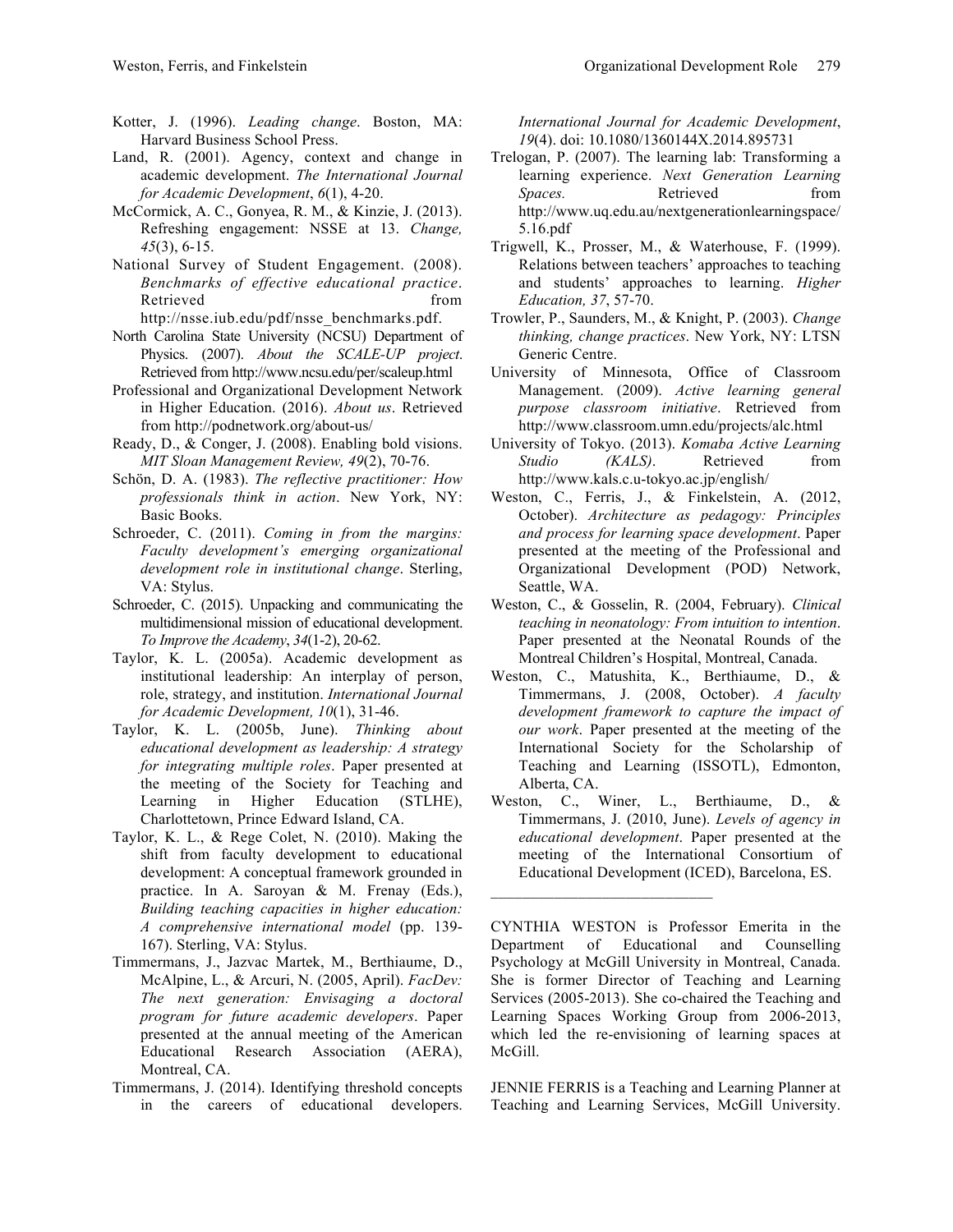Kotter, J. (1996). *Leading change*. Boston, MA: Harvard Business School Press.

Land, R. (2001). Agency, context and change in academic development. *The International Journal for Academic Development*, *6*(1), 4-20.

McCormick, A. C., Gonyea, R. M., & Kinzie, J. (2013). Refreshing engagement: NSSE at 13. *Change, 45*(3), 6-15.

National Survey of Student Engagement. (2008). *Benchmarks of effective educational practice*. Retrieved from http://nsse.iub.edu/pdf/nsse_benchmarks.pdf.

North Carolina State University (NCSU) Department of Physics. (2007). *About the SCALE-UP project*. Retrieved from http://www.ncsu.edu/per/scaleup.html

Professional and Organizational Development Network in Higher Education. (2016). *About us*. Retrieved from http://podnetwork.org/about-us/

Ready, D., & Conger, J. (2008). Enabling bold visions. *MIT Sloan Management Review, 49*(2), 70-76.

Schön, D. A. (1983). *The reflective practitioner: How professionals think in action*. New York, NY: Basic Books.

Schroeder, C. (2011). *Coming in from the margins: Faculty development's emerging organizational development role in institutional change*. Sterling, VA: Stylus.

Schroeder, C. (2015). Unpacking and communicating the multidimensional mission of educational development. *To Improve the Academy*, *34*(1-2), 20-62.

Taylor, K. L. (2005a). Academic development as institutional leadership: An interplay of person, role, strategy, and institution. *International Journal for Academic Development, 10*(1), 31-46.

Taylor, K. L. (2005b, June). *Thinking about educational development as leadership: A strategy for integrating multiple roles*. Paper presented at the meeting of the Society for Teaching and Learning in Higher Education (STLHE), Charlottetown, Prince Edward Island, CA.

Taylor, K. L., & Rege Colet, N. (2010). Making the shift from faculty development to educational development: A conceptual framework grounded in practice. In A. Saroyan & M. Frenay (Eds.), *Building teaching capacities in higher education: A comprehensive international model* (pp. 139-167). Sterling, VA: Stylus.

Timmermans, J., Jazvac Martek, M., Berthiaume, D., McAlpine, L., & Arcuri, N. (2005, April). *FacDev: The next generation: Envisaging a doctoral program for future academic developers*. Paper presented at the annual meeting of the American Educational Research Association (AERA), Montreal, CA.

Timmermans, J. (2014). Identifying threshold concepts in the careers of educational developers. *International Journal for Academic Development*, *19*(4). doi: 10.1080/1360144X.2014.895731

Trelogan, P. (2007). The learning lab: Transforming a learning experience. *Next Generation Learning Spaces.* Retrieved from http://www.uq.edu.au/nextgenerationlearningspace/5.16.pdf

Trigwell, K., Prosser, M., & Waterhouse, F. (1999). Relations between teachers' approaches to teaching and students' approaches to learning. *Higher Education, 37*, 57-70.

Trowler, P., Saunders, M., & Knight, P. (2003). *Change thinking, change practices*. New York, NY: LTSN Generic Centre.

University of Minnesota, Office of Classroom Management. (2009). *Active learning general purpose classroom initiative*. Retrieved from http://www.classroom.umn.edu/projects/alc.html

University of Tokyo. (2013). *Komaba Active Learning Studio (KALS)*. Retrieved from http://www.kals.c.u-tokyo.ac.jp/english/

Weston, C., Ferris, J., & Finkelstein, A. (2012, October). *Architecture as pedagogy: Principles and process for learning space development*. Paper presented at the meeting of the Professional and Organizational Development (POD) Network, Seattle, WA.

Weston, C., & Gosselin, R. (2004, February). *Clinical teaching in neonatology: From intuition to intention*. Paper presented at the Neonatal Rounds of the Montreal Children's Hospital, Montreal, Canada.

Weston, C., Matushita, K., Berthiaume, D., & Timmermans, J. (2008, October). *A faculty development framework to capture the impact of our work*. Paper presented at the meeting of the International Society for the Scholarship of Teaching and Learning (ISSOTL), Edmonton, Alberta, CA.

Weston, C., Winer, L., Berthiaume, D., & Timmermans, J. (2010, June). *Levels of agency in educational development*. Paper presented at the meeting of the International Consortium of Educational Development (ICED), Barcelona, ES.

---

CYNTHIA WESTON is Professor Emerita in the Department of Educational and Counselling Psychology at McGill University in Montreal, Canada. She is former Director of Teaching and Learning Services (2005-2013). She co-chaired the Teaching and Learning Spaces Working Group from 2006-2013, which led the re-envisioning of learning spaces at McGill.

JENNIE FERRIS is a Teaching and Learning Planner at Teaching and Learning Services, McGill University.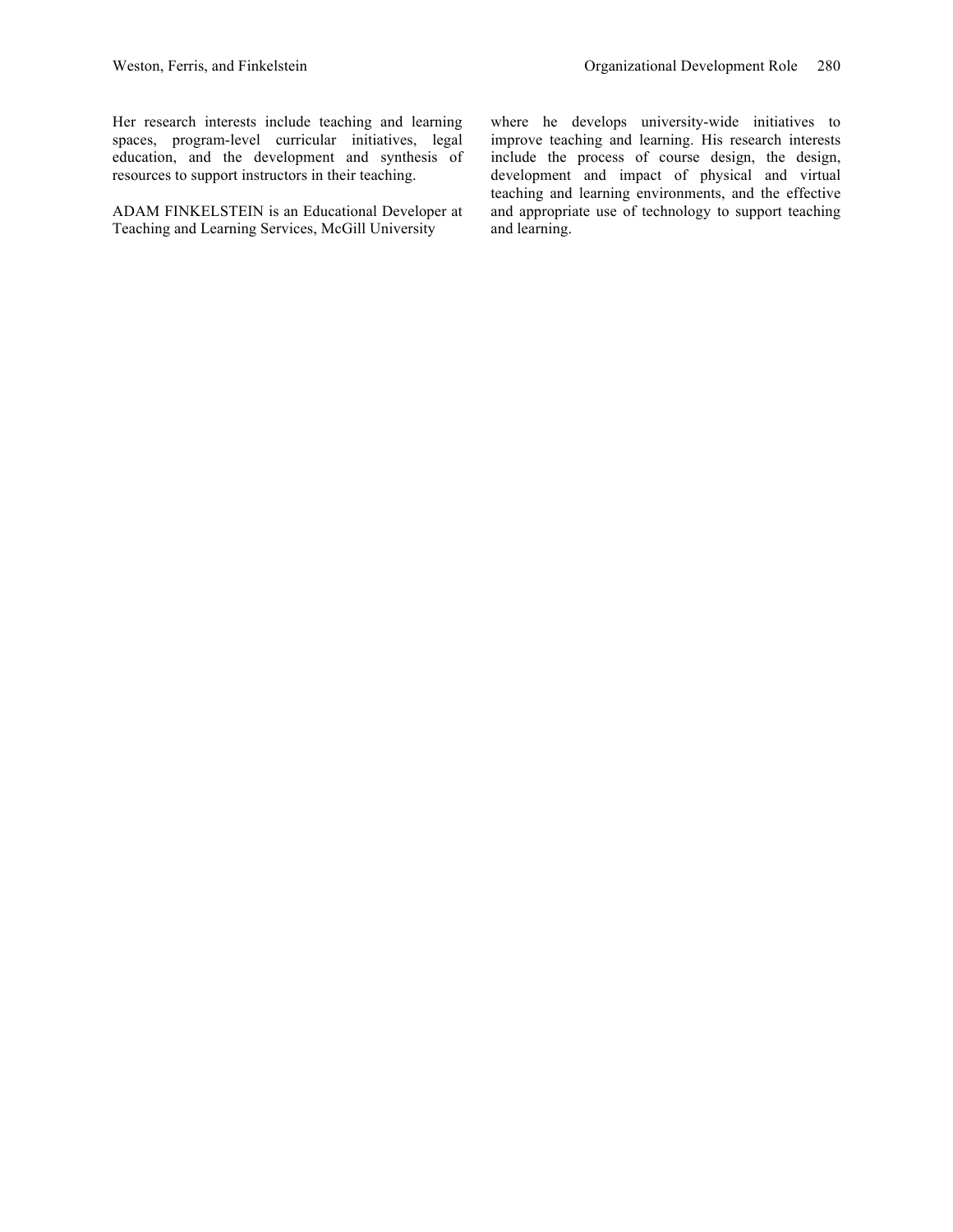Her research interests include teaching and learning spaces, program-level curricular initiatives, legal education, and the development and synthesis of resources to support instructors in their teaching.

ADAM FINKELSTEIN is an Educational Developer at Teaching and Learning Services, McGill University where he develops university-wide initiatives to improve teaching and learning. His research interests include the process of course design, the design, development and impact of physical and virtual teaching and learning environments, and the effective and appropriate use of technology to support teaching and learning.